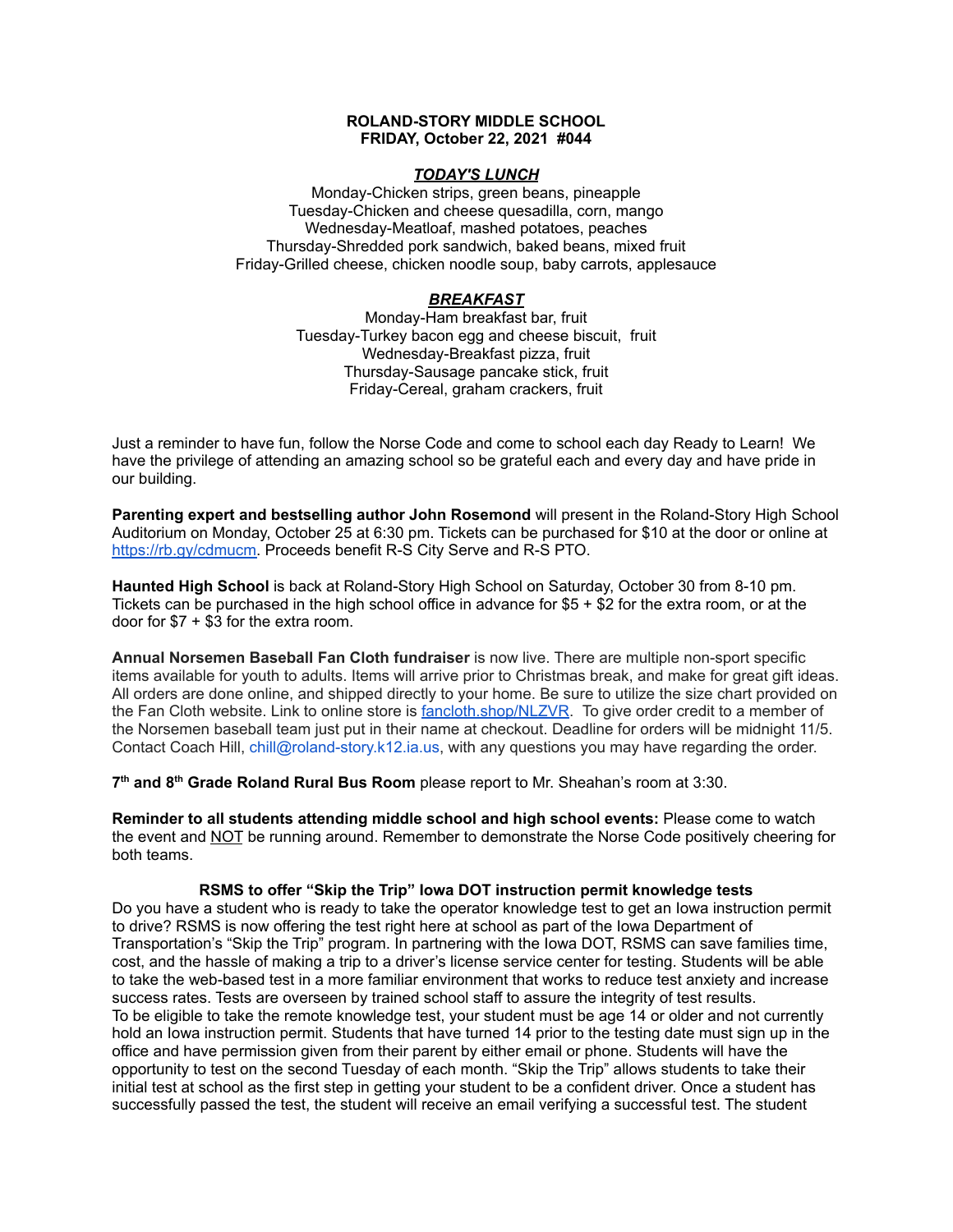**ROLAND-STORY MIDDLE SCHOOL**
**FRIDAY, October 22, 2021 #044**

***TODAY'S LUNCH***

Monday-Chicken strips, green beans, pineapple
Tuesday-Chicken and cheese quesadilla, corn, mango
Wednesday-Meatloaf, mashed potatoes, peaches
Thursday-Shredded pork sandwich, baked beans, mixed fruit
Friday-Grilled cheese, chicken noodle soup, baby carrots, applesauce

***BREAKFAST***

Monday-Ham breakfast bar, fruit
Tuesday-Turkey bacon egg and cheese biscuit, fruit
Wednesday-Breakfast pizza, fruit
Thursday-Sausage pancake stick, fruit
Friday-Cereal, graham crackers, fruit

Just a reminder to have fun, follow the Norse Code and come to school each day Ready to Learn! We have the privilege of attending an amazing school so be grateful each and every day and have pride in our building.

**Parenting expert and bestselling author John Rosemond** will present in the Roland-Story High School Auditorium on Monday, October 25 at 6:30 pm. Tickets can be purchased for $10 at the door or online at https://rb.gy/cdmucm. Proceeds benefit R-S City Serve and R-S PTO.

**Haunted High School** is back at Roland-Story High School on Saturday, October 30 from 8-10 pm. Tickets can be purchased in the high school office in advance for $5 + $2 for the extra room, or at the door for $7 + $3 for the extra room.

**Annual Norsemen Baseball Fan Cloth fundraiser** is now live. There are multiple non-sport specific items available for youth to adults. Items will arrive prior to Christmas break, and make for great gift ideas. All orders are done online, and shipped directly to your home. Be sure to utilize the size chart provided on the Fan Cloth website. Link to online store is fancloth.shop/NLZVR. To give order credit to a member of the Norsemen baseball team just put in their name at checkout. Deadline for orders will be midnight 11/5. Contact Coach Hill, chill@roland-story.k12.ia.us, with any questions you may have regarding the order.

**7th and 8th Grade Roland Rural Bus Room** please report to Mr. Sheahan's room at 3:30.

**Reminder to all students attending middle school and high school events:** Please come to watch the event and NOT be running around. Remember to demonstrate the Norse Code positively cheering for both teams.

**RSMS to offer "Skip the Trip" Iowa DOT instruction permit knowledge tests**

Do you have a student who is ready to take the operator knowledge test to get an Iowa instruction permit to drive? RSMS is now offering the test right here at school as part of the Iowa Department of Transportation's "Skip the Trip" program. In partnering with the Iowa DOT, RSMS can save families time, cost, and the hassle of making a trip to a driver's license service center for testing. Students will be able to take the web-based test in a more familiar environment that works to reduce test anxiety and increase success rates. Tests are overseen by trained school staff to assure the integrity of test results.
To be eligible to take the remote knowledge test, your student must be age 14 or older and not currently hold an Iowa instruction permit. Students that have turned 14 prior to the testing date must sign up in the office and have permission given from their parent by either email or phone. Students will have the opportunity to test on the second Tuesday of each month. "Skip the Trip" allows students to take their initial test at school as the first step in getting your student to be a confident driver. Once a student has successfully passed the test, the student will receive an email verifying a successful test. The student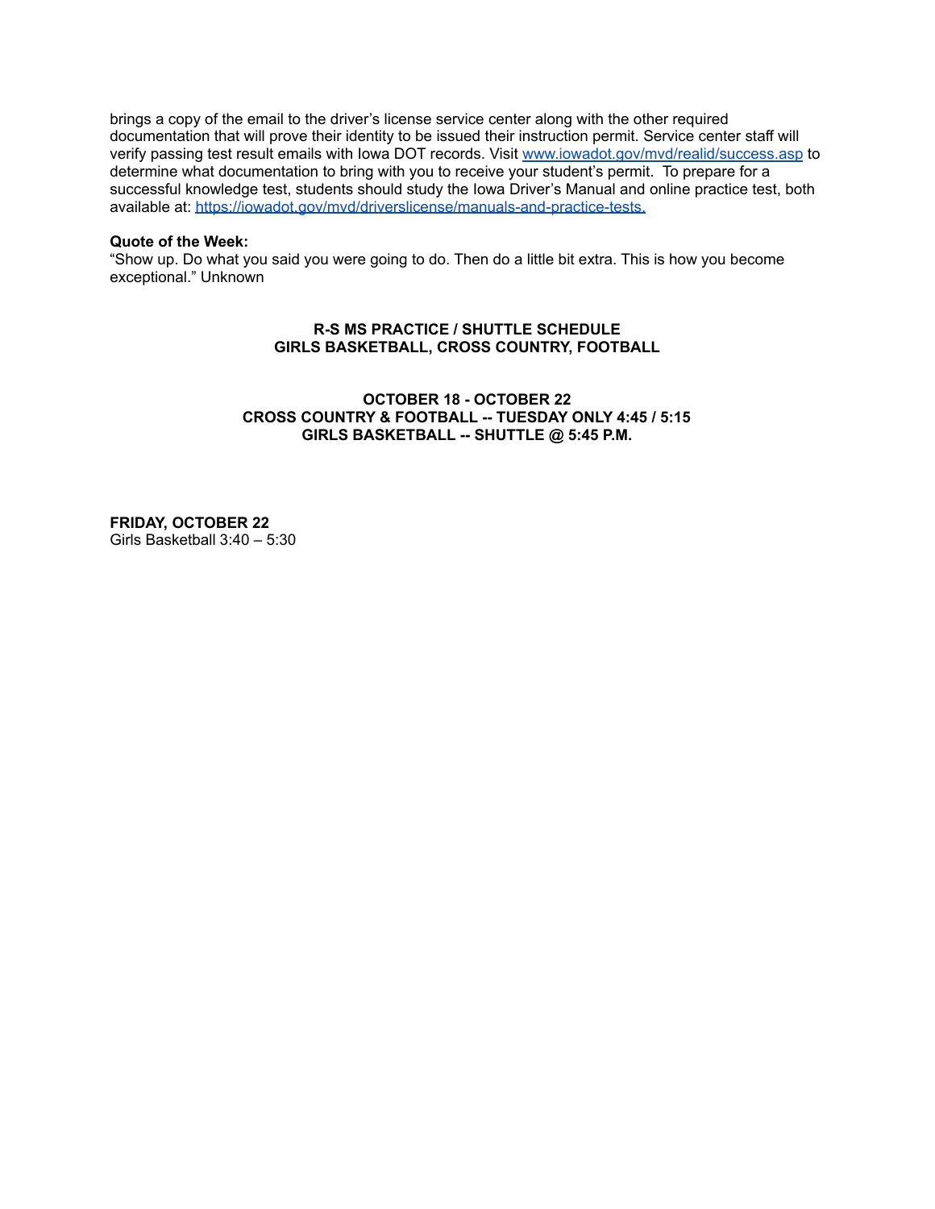brings a copy of the email to the driver's license service center along with the other required documentation that will prove their identity to be issued their instruction permit. Service center staff will verify passing test result emails with Iowa DOT records. Visit [www.iowadot.gov/mvd/realid/success.asp](http://www.iowadot.gov/mvd/realid/success.asp) to determine what documentation to bring with you to receive your student's permit. To prepare for a successful knowledge test, students should study the Iowa Driver's Manual and online practice test, both available at: [https://iowadot.gov/mvd/driverslicense/manuals-and-practice-tests.](https://iowadot.gov/mvd/driverslicense/manuals-and-practice-tests)

**Quote of the Week:**
"Show up. Do what you said you were going to do. Then do a little bit extra. This is how you become exceptional." Unknown

**R-S MS PRACTICE / SHUTTLE SCHEDULE**
**GIRLS BASKETBALL, CROSS COUNTRY, FOOTBALL**

**OCTOBER 18 - OCTOBER 22**
**CROSS COUNTRY & FOOTBALL -- TUESDAY ONLY 4:45 / 5:15**
**GIRLS BASKETBALL -- SHUTTLE @ 5:45 P.M.**

**FRIDAY, OCTOBER 22**
Girls Basketball 3:40 – 5:30